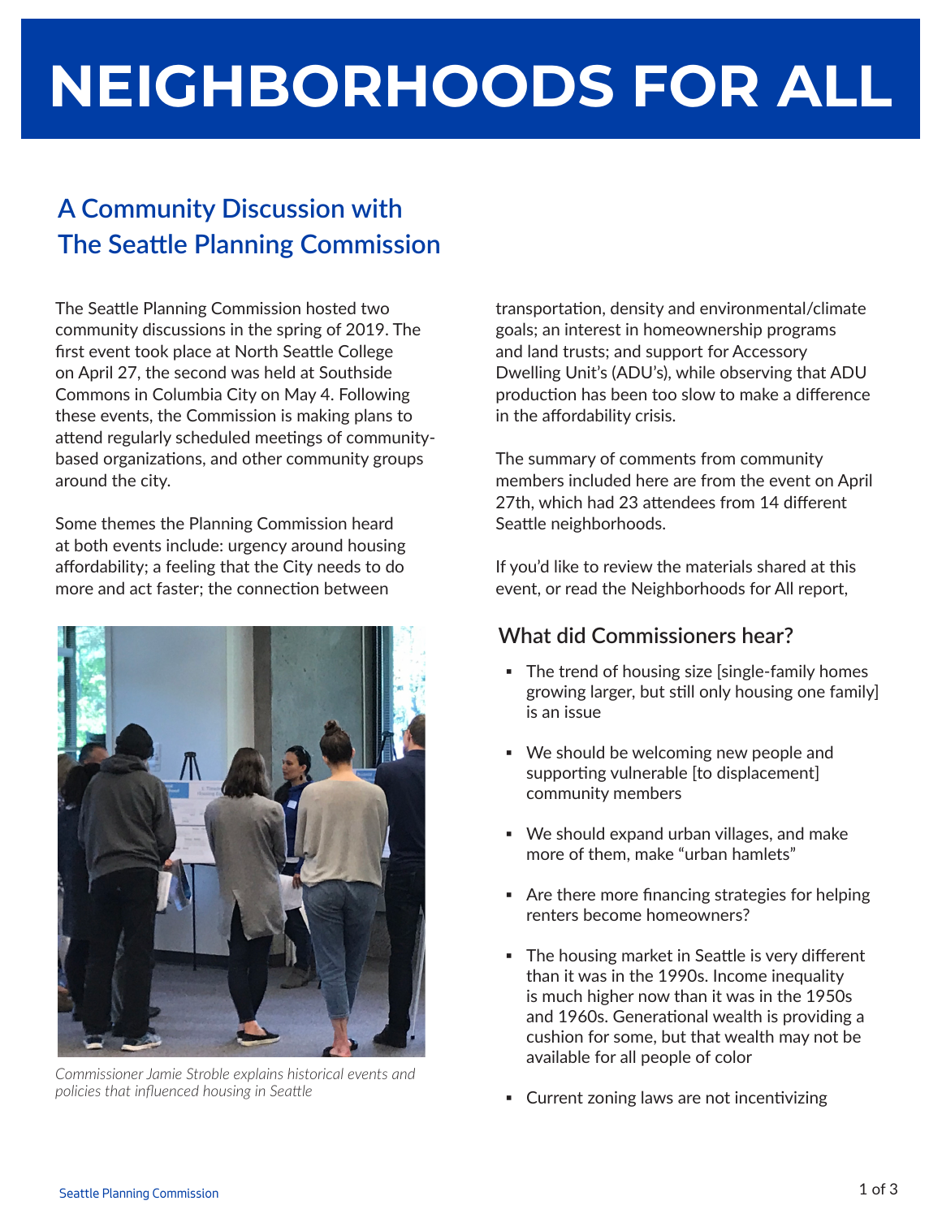# NEIGHBORHOODS FOR ALL

## A Community Discussion with The Seattle Planning Commission

The Seattle Planning Commission hosted two community discussions in the spring of 2019. The first event took place at North Seattle College on April 27, the second was held at Southside Commons in Columbia City on May 4. Following these events, the Commission is making plans to attend regularly scheduled meetings of community-based organizations, and other community groups around the city.

Some themes the Planning Commission heard at both events include: urgency around housing affordability; a feeling that the City needs to do more and act faster; the connection between transportation, density and environmental/climate goals; an interest in homeownership programs and land trusts; and support for Accessory Dwelling Unit's (ADU's), while observing that ADU production has been too slow to make a difference in the affordability crisis.

The summary of comments from community members included here are from the event on April 27th, which had 23 attendees from 14 different Seattle neighborhoods.

If you'd like to review the materials shared at this event, or read the Neighborhoods for All report,

*Commissioner Jamie Stroble explains historical events and policies that influenced housing in Seattle*

### What did Commissioners hear?

- The trend of housing size [single-family homes growing larger, but still only housing one family] is an issue
- We should be welcoming new people and supporting vulnerable [to displacement] community members
- We should expand urban villages, and make more of them, make "urban hamlets"
- Are there more financing strategies for helping renters become homeowners?
- The housing market in Seattle is very different than it was in the 1990s. Income inequality is much higher now than it was in the 1950s and 1960s. Generational wealth is providing a cushion for some, but that wealth may not be available for all people of color
- Current zoning laws are not incentivizing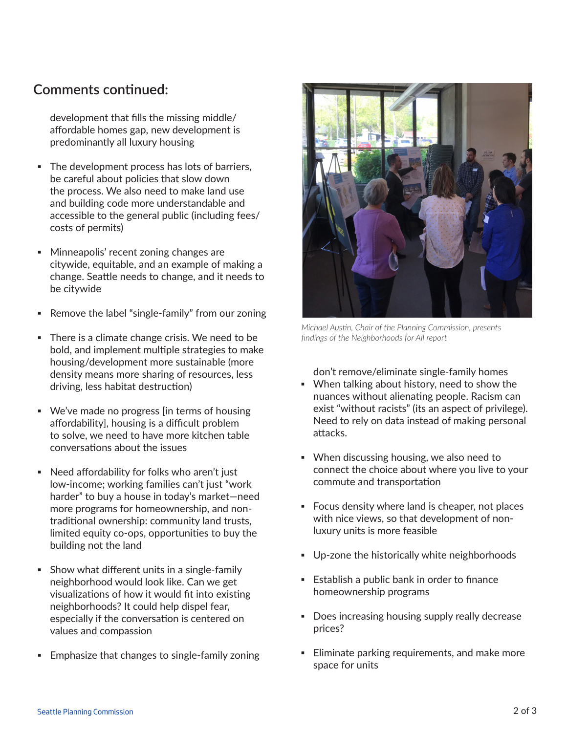## Comments continued:

development that fills the missing middle/ affordable homes gap, new development is predominantly all luxury housing

- The development process has lots of barriers, be careful about policies that slow down the process. We also need to make land use and building code more understandable and accessible to the general public (including fees/ costs of permits)

- Minneapolis' recent zoning changes are citywide, equitable, and an example of making a change. Seattle needs to change, and it needs to be citywide

- Remove the label "single-family" from our zoning

- There is a climate change crisis. We need to be bold, and implement multiple strategies to make housing/development more sustainable (more density means more sharing of resources, less driving, less habitat destruction)

- We've made no progress [in terms of housing affordability], housing is a difficult problem to solve, we need to have more kitchen table conversations about the issues

- Need affordability for folks who aren't just low-income; working families can't just "work harder" to buy a house in today's market—need more programs for homeownership, and non-traditional ownership: community land trusts, limited equity co-ops, opportunities to buy the building not the land

- Show what different units in a single-family neighborhood would look like. Can we get visualizations of how it would fit into existing neighborhoods? It could help dispel fear, especially if the conversation is centered on values and compassion

- Emphasize that changes to single-family zoning don't remove/eliminate single-family homes

*Michael Austin, Chair of the Planning Commission, presents findings of the Neighborhoods for All report*

- When talking about history, need to show the nuances without alienating people. Racism can exist "without racists" (its an aspect of privilege). Need to rely on data instead of making personal attacks.

- When discussing housing, we also need to connect the choice about where you live to your commute and transportation

- Focus density where land is cheaper, not places with nice views, so that development of non-luxury units is more feasible

- Up-zone the historically white neighborhoods

- Establish a public bank in order to finance homeownership programs

- Does increasing housing supply really decrease prices?

- Eliminate parking requirements, and make more space for units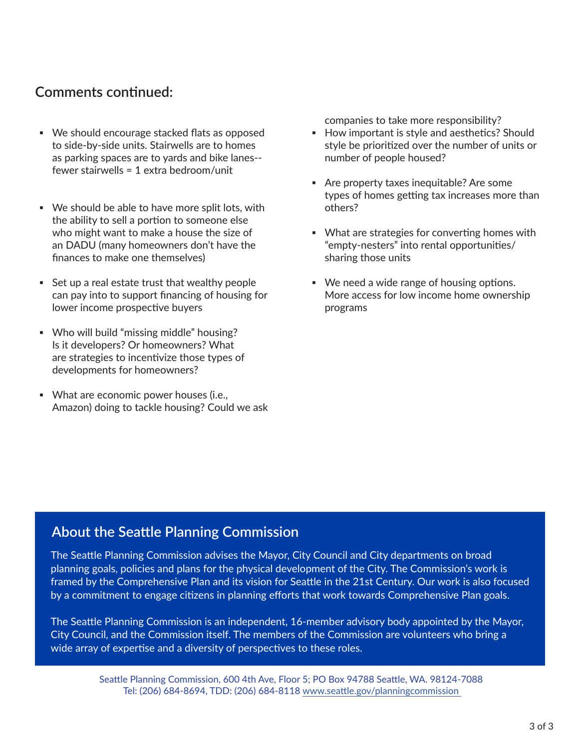## Comments continued:

- We should encourage stacked flats as opposed to side-by-side units. Stairwells are to homes as parking spaces are to yards and bike lanes--fewer stairwells = 1 extra bedroom/unit
- We should be able to have more split lots, with the ability to sell a portion to someone else who might want to make a house the size of an DADU (many homeowners don't have the finances to make one themselves)
- Set up a real estate trust that wealthy people can pay into to support financing of housing for lower income prospective buyers
- Who will build "missing middle" housing? Is it developers? Or homeowners? What are strategies to incentivize those types of developments for homeowners?
- What are economic power houses (i.e., Amazon) doing to tackle housing? Could we ask companies to take more responsibility?
- How important is style and aesthetics? Should style be prioritized over the number of units or number of people housed?
- Are property taxes inequitable? Are some types of homes getting tax increases more than others?
- What are strategies for converting homes with "empty-nesters" into rental opportunities/ sharing those units
- We need a wide range of housing options. More access for low income home ownership programs

## About the Seattle Planning Commission

The Seattle Planning Commission advises the Mayor, City Council and City departments on broad planning goals, policies and plans for the physical development of the City. The Commission's work is framed by the Comprehensive Plan and its vision for Seattle in the 21st Century. Our work is also focused by a commitment to engage citizens in planning efforts that work towards Comprehensive Plan goals.

The Seattle Planning Commission is an independent, 16-member advisory body appointed by the Mayor, City Council, and the Commission itself. The members of the Commission are volunteers who bring a wide array of expertise and a diversity of perspectives to these roles.

Seattle Planning Commission, 600 4th Ave, Floor 5; PO Box 94788 Seattle, WA. 98124-7088
Tel: (206) 684-8694, TDD: (206) 684-8118 www.seattle.gov/planningcommission